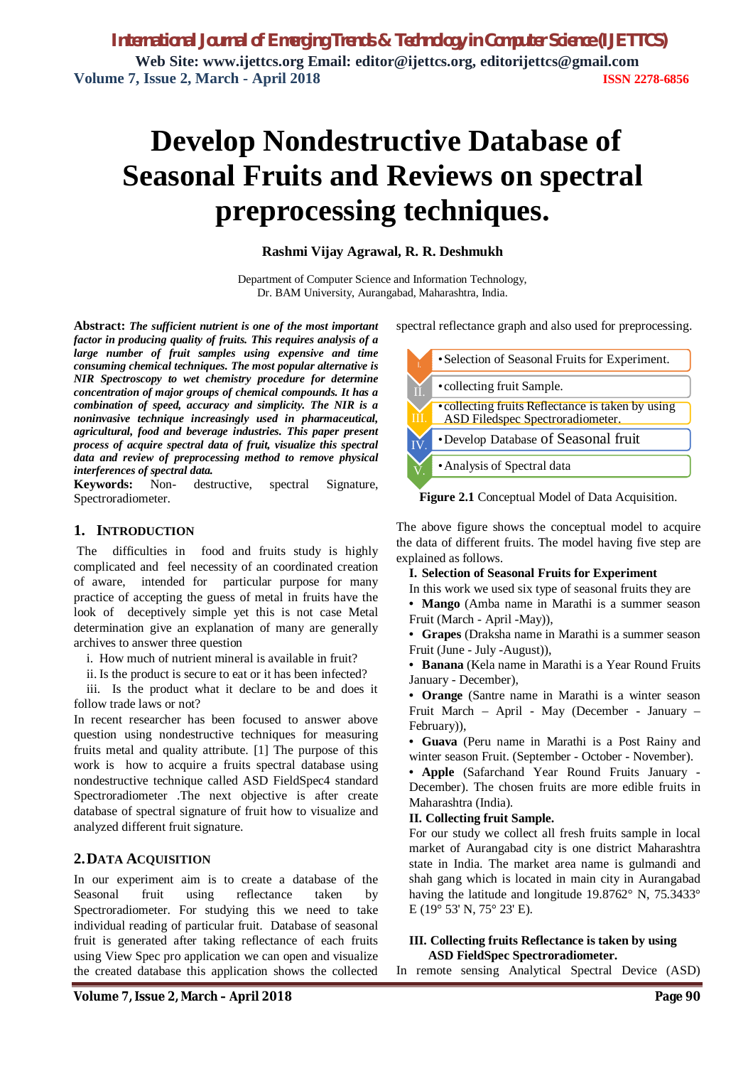# Develop Nondestructive Database of Seasonal Fruits and Reviews on spectral preprocessing techniques.

**Rashmi Vijay Agrawal, R. R. Deshmukh**

Department of Computer Science and Information Technology,
Dr. BAM University, Aurangabad, Maharashtra, India.

**Abstract:** ***The sufficient nutrient is one of the most important factor in producing quality of fruits. This requires analysis of a large number of fruit samples using expensive and time consuming chemical techniques. The most popular alternative is NIR Spectroscopy to wet chemistry procedure for determine concentration of major groups of chemical compounds. It has a combination of speed, accuracy and simplicity. The NIR is a noninvasive technique increasingly used in pharmaceutical, agricultural, food and beverage industries. This paper present process of acquire spectral data of fruit, visualize this spectral data and review of preprocessing method to remove physical interferences of spectral data.***

**Keywords:** Non- destructive, spectral Signature, Spectroradiometer.

## 1. INTRODUCTION

The difficulties in food and fruits study is highly complicated and feel necessity of an coordinated creation of aware, intended for particular purpose for many practice of accepting the guess of metal in fruits have the look of deceptively simple yet this is not case Metal determination give an explanation of many are generally archives to answer three question

i. How much of nutrient mineral is available in fruit?

ii. Is the product is secure to eat or it has been infected?

iii. Is the product what it declare to be and does it follow trade laws or not?

In recent researcher has been focused to answer above question using nondestructive techniques for measuring fruits metal and quality attribute. [1] The purpose of this work is how to acquire a fruits spectral database using nondestructive technique called ASD FieldSpec4 standard Spectroradiometer .The next objective is after create database of spectral signature of fruit how to visualize and analyzed different fruit signature.

## 2. DATA ACQUISITION

In our experiment aim is to create a database of the Seasonal fruit using reflectance taken by Spectroradiometer. For studying this we need to take individual reading of particular fruit. Database of seasonal fruit is generated after taking reflectance of each fruits using View Spec pro application we can open and visualize the created database this application shows the collected spectral reflectance graph and also used for preprocessing.

- I. • Selection of Seasonal Fruits for Experiment.
- II. • collecting fruit Sample.
- III. • collecting fruits Reflectance is taken by using ASD Filedspec Spectroradiometer.
- IV. • Develop Database of Seasonal fruit
- V. • Analysis of Spectral data

**Figure 2.1** Conceptual Model of Data Acquisition.

The above figure shows the conceptual model to acquire the data of different fruits. The model having five step are explained as follows.

**I. Selection of Seasonal Fruits for Experiment**

In this work we used six type of seasonal fruits they are

- **Mango** (Amba name in Marathi is a summer season Fruit (March - April -May)),
- **Grapes** (Draksha name in Marathi is a summer season Fruit (June - July -August)),
- **Banana** (Kela name in Marathi is a Year Round Fruits January - December),
- **Orange** (Santre name in Marathi is a winter season Fruit March – April - May (December - January – February)),
- **Guava** (Peru name in Marathi is a Post Rainy and winter season Fruit. (September - October - November).
- **Apple** (Safarchand Year Round Fruits January - December). The chosen fruits are more edible fruits in Maharashtra (India).

**II. Collecting fruit Sample.**

For our study we collect all fresh fruits sample in local market of Aurangabad city is one district Maharashtra state in India. The market area name is gulmandi and shah gang which is located in main city in Aurangabad having the latitude and longitude 19.8762° N, 75.3433° E (19° 53' N, 75° 23' E).

**III. Collecting fruits Reflectance is taken by using ASD FieldSpec Spectroradiometer.**

In remote sensing Analytical Spectral Device (ASD)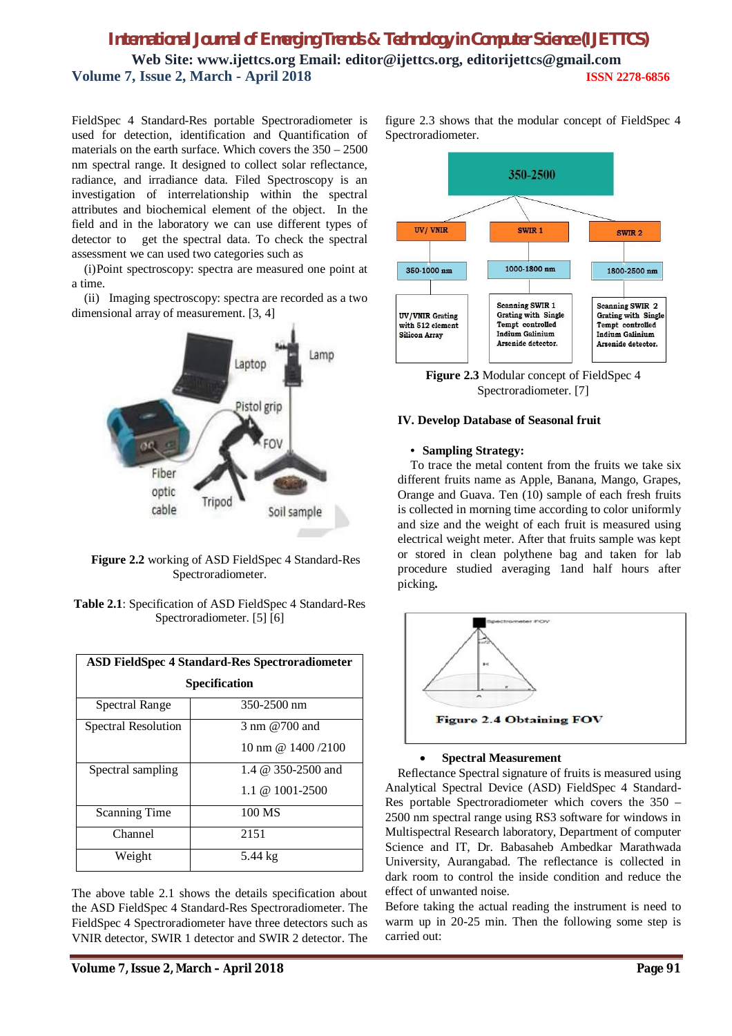FieldSpec 4 Standard-Res portable Spectroradiometer is used for detection, identification and Quantification of materials on the earth surface. Which covers the 350 – 2500 nm spectral range. It designed to collect solar reflectance, radiance, and irradiance data. Filed Spectroscopy is an investigation of interrelationship within the spectral attributes and biochemical element of the object. In the field and in the laboratory we can use different types of detector to get the spectral data. To check the spectral assessment we can used two categories such as

(i)Point spectroscopy: spectra are measured one point at a time.

(ii) Imaging spectroscopy: spectra are recorded as a two dimensional array of measurement. [3, 4]

**Figure 2.2** working of ASD FieldSpec 4 Standard-Res Spectroradiometer.

**Table 2.1**: Specification of ASD FieldSpec 4 Standard-Res Spectroradiometer. [5] [6]

| **ASD FieldSpec 4 Standard-Res Spectroradiometer Specification** | |
|---|---|
| Spectral Range | 350-2500 nm |
| Spectral Resolution | 3 nm @700 and 10 nm @ 1400 /2100 |
| Spectral sampling | 1.4 @ 350-2500 and 1.1 @ 1001-2500 |
| Scanning Time | 100 MS |
| Channel | 2151 |
| Weight | 5.44 kg |

The above table 2.1 shows the details specification about the ASD FieldSpec 4 Standard-Res Spectroradiometer. The FieldSpec 4 Spectroradiometer have three detectors such as VNIR detector, SWIR 1 detector and SWIR 2 detector. The figure 2.3 shows that the modular concept of FieldSpec 4 Spectroradiometer.

**Figure 2.3** Modular concept of FieldSpec 4 Spectroradiometer. [7]

## IV. Develop Database of Seasonal fruit

- **Sampling Strategy:**

To trace the metal content from the fruits we take six different fruits name as Apple, Banana, Mango, Grapes, Orange and Guava. Ten (10) sample of each fresh fruits is collected in morning time according to color uniformly and size and the weight of each fruit is measured using electrical weight meter. After that fruits sample was kept or stored in clean polythene bag and taken for lab procedure studied averaging 1and half hours after picking**.**

**Figure 2.4 Obtaining FOV**

- **Spectral Measurement**

Reflectance Spectral signature of fruits is measured using Analytical Spectral Device (ASD) FieldSpec 4 Standard-Res portable Spectroradiometer which covers the 350 – 2500 nm spectral range using RS3 software for windows in Multispectral Research laboratory, Department of computer Science and IT, Dr. Babasaheb Ambedkar Marathwada University, Aurangabad. The reflectance is collected in dark room to control the inside condition and reduce the effect of unwanted noise.

Before taking the actual reading the instrument is need to warm up in 20-25 min. Then the following some step is carried out: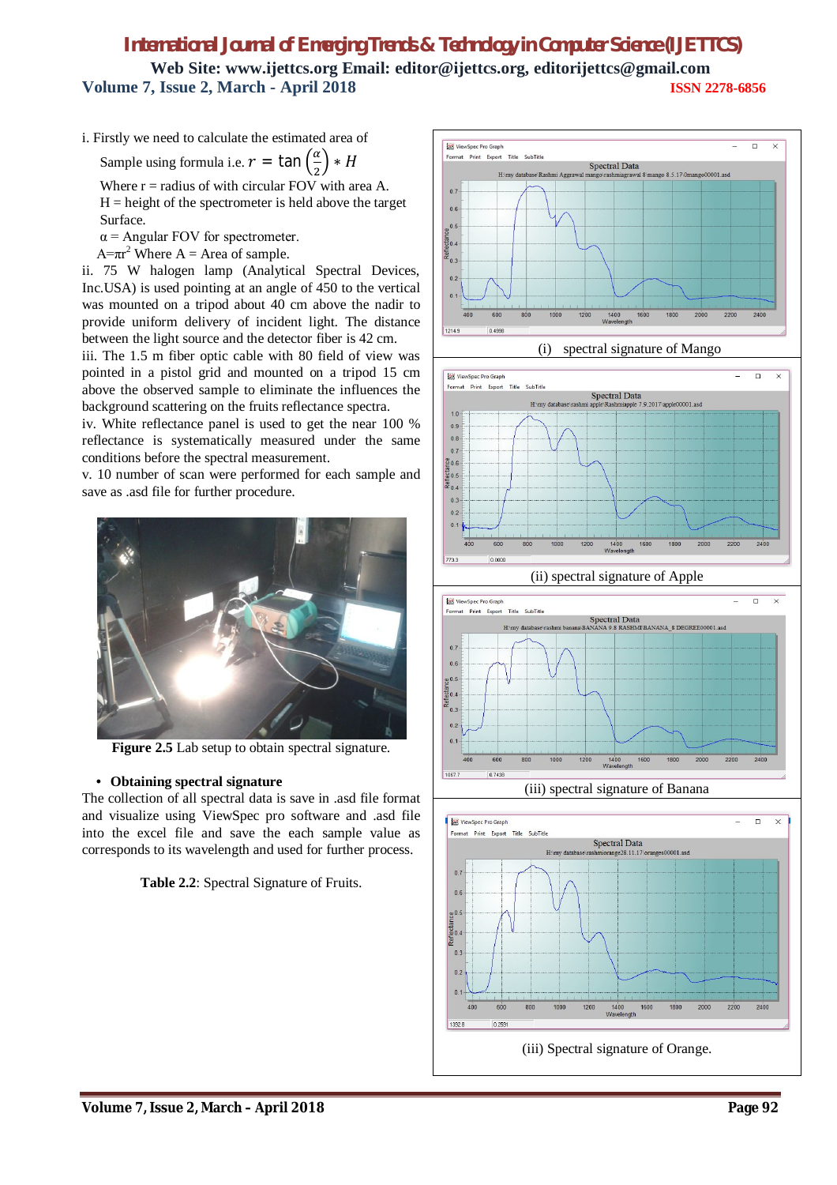i. Firstly we need to calculate the estimated area of Sample using formula i.e. $r = \tan\left(\frac{\alpha}{2}\right) * H$

Where r = radius of with circular FOV with area A.
H = height of the spectrometer is held above the target Surface.
α = Angular FOV for spectrometer.
$A=\pi r^2$ Where A = Area of sample.

ii. 75 W halogen lamp (Analytical Spectral Devices, Inc.USA) is used pointing at an angle of 450 to the vertical was mounted on a tripod about 40 cm above the nadir to provide uniform delivery of incident light. The distance between the light source and the detector fiber is 42 cm.

iii. The 1.5 m fiber optic cable with 80 field of view was pointed in a pistol grid and mounted on a tripod 15 cm above the observed sample to eliminate the influences the background scattering on the fruits reflectance spectra.

iv. White reflectance panel is used to get the near 100 % reflectance is systematically measured under the same conditions before the spectral measurement.

v. 10 number of scan were performed for each sample and save as .asd file for further procedure.

**Figure 2.5** Lab setup to obtain spectral signature.

- **Obtaining spectral signature**

The collection of all spectral data is save in .asd file format and visualize using ViewSpec pro software and .asd file into the excel file and save the each sample value as corresponds to its wavelength and used for further process.

**Table 2.2**: Spectral Signature of Fruits.

(i) spectral signature of Mango

(ii) spectral signature of Apple

(iii) spectral signature of Banana

(iii) Spectral signature of Orange.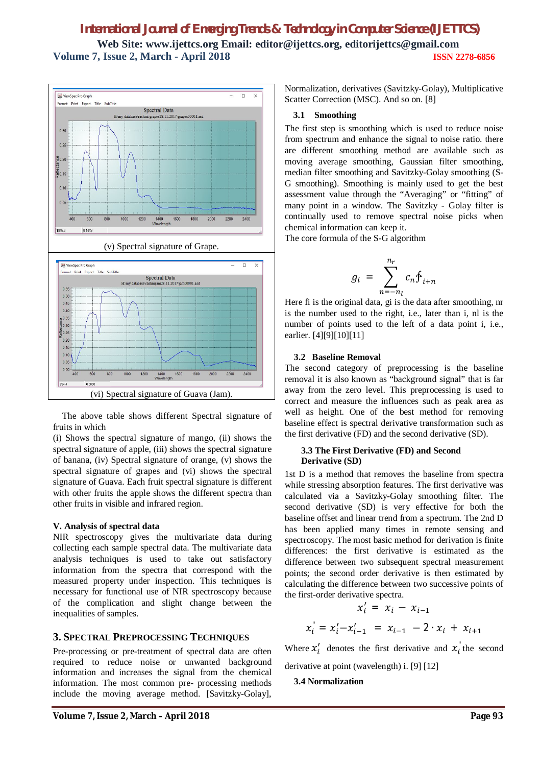(v) Spectral signature of Grape.

(vi) Spectral signature of Guava (Jam).

The above table shows different Spectral signature of fruits in which

(i) Shows the spectral signature of mango, (ii) shows the spectral signature of apple, (iii) shows the spectral signature of banana, (iv) Spectral signature of orange, (v) shows the spectral signature of grapes and (vi) shows the spectral signature of Guava. Each fruit spectral signature is different with other fruits the apple shows the different spectra than other fruits in visible and infrared region.

## V. Analysis of spectral data

NIR spectroscopy gives the multivariate data during collecting each sample spectral data. The multivariate data analysis techniques is used to take out satisfactory information from the spectra that correspond with the measured property under inspection. This techniques is necessary for functional use of NIR spectroscopy because of the complication and slight change between the inequalities of samples.

## 3. SPECTRAL PREPROCESSING TECHNIQUES

Pre-processing or pre-treatment of spectral data are often required to reduce noise or unwanted background information and increases the signal from the chemical information. The most common pre- processing methods include the moving average method. [Savitzky-Golay], Normalization, derivatives (Savitzky-Golay), Multiplicative Scatter Correction (MSC). And so on. [8]

### 3.1 Smoothing

The first step is smoothing which is used to reduce noise from spectrum and enhance the signal to noise ratio. there are different smoothing method are available such as moving average smoothing, Gaussian filter smoothing, median filter smoothing and Savitzky-Golay smoothing (S-G smoothing). Smoothing is mainly used to get the best assessment value through the "Averaging" or "fitting" of many point in a window. The Savitzky - Golay filter is continually used to remove spectral noise picks when chemical information can keep it.

The core formula of the S-G algorithm

$$g_i = \sum_{n=-n_l}^{n_r} c_n f_{i+n}$$

Here fi is the original data, gi is the data after smoothing, nr is the number used to the right, i.e., later than i, nl is the number of points used to the left of a data point i, i.e., earlier. [4][9][10][11]

### 3.2 Baseline Removal

The second category of preprocessing is the baseline removal it is also known as "background signal" that is far away from the zero level. This preprocessing is used to correct and measure the influences such as peak area as well as height. One of the best method for removing baseline effect is spectral derivative transformation such as the first derivative (FD) and the second derivative (SD).

### 3.3 The First Derivative (FD) and Second Derivative (SD)

1st D is a method that removes the baseline from spectra while stressing absorption features. The first derivative was calculated via a Savitzky-Golay smoothing filter. The second derivative (SD) is very effective for both the baseline offset and linear trend from a spectrum. The 2nd D has been applied many times in remote sensing and spectroscopy. The most basic method for derivation is finite differences: the first derivative is estimated as the difference between two subsequent spectral measurement points; the second order derivative is then estimated by calculating the difference between two successive points of the first-order derivative spectra.

$$x_i' = x_i - x_{i-1}$$

$$x_i'' = x_i' - x_{i-1}' = x_{i-1} - 2 \cdot x_i + x_{i+1}$$

Where $x_i'$ denotes the first derivative and $x_i''$ the second derivative at point (wavelength) i. [9] [12]

### 3.4 Normalization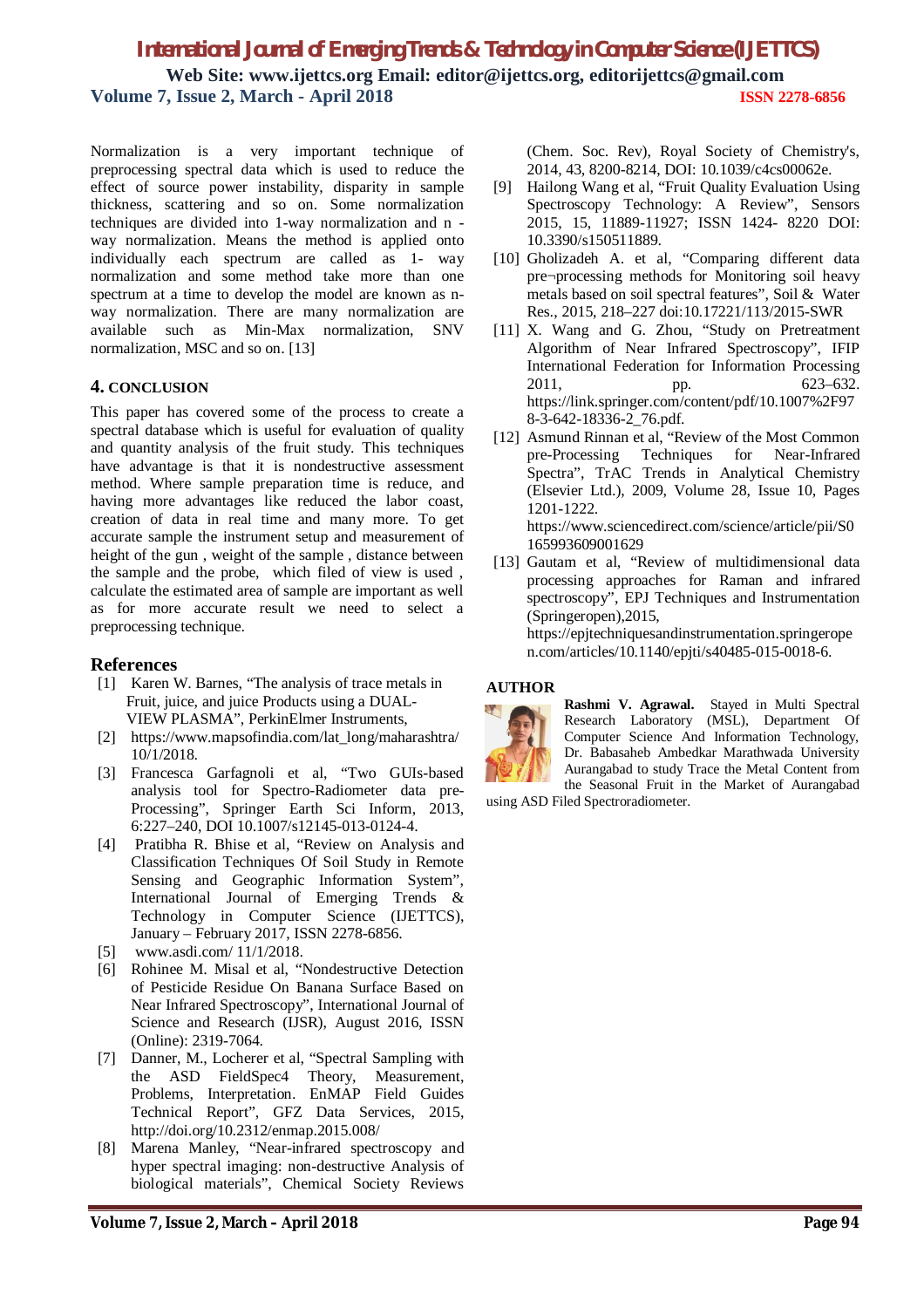Normalization is a very important technique of preprocessing spectral data which is used to reduce the effect of source power instability, disparity in sample thickness, scattering and so on. Some normalization techniques are divided into 1-way normalization and n - way normalization. Means the method is applied onto individually each spectrum are called as 1- way normalization and some method take more than one spectrum at a time to develop the model are known as n-way normalization. There are many normalization are available such as Min-Max normalization, SNV normalization, MSC and so on. [13]

## 4. CONCLUSION

This paper has covered some of the process to create a spectral database which is useful for evaluation of quality and quantity analysis of the fruit study. This techniques have advantage is that it is nondestructive assessment method. Where sample preparation time is reduce, and having more advantages like reduced the labor coast, creation of data in real time and many more. To get accurate sample the instrument setup and measurement of height of the gun , weight of the sample , distance between the sample and the probe, which filed of view is used , calculate the estimated area of sample are important as well as for more accurate result we need to select a preprocessing technique.

## References

[1] Karen W. Barnes, "The analysis of trace metals in Fruit, juice, and juice Products using a DUAL-VIEW PLASMA", PerkinElmer Instruments,

[2] https://www.mapsofindia.com/lat_long/maharashtra/ 10/1/2018.

[3] Francesca Garfagnoli et al, "Two GUIs-based analysis tool for Spectro-Radiometer data pre-Processing", Springer Earth Sci Inform, 2013, 6:227–240, DOI 10.1007/s12145-013-0124-4.

[4] Pratibha R. Bhise et al, "Review on Analysis and Classification Techniques Of Soil Study in Remote Sensing and Geographic Information System", International Journal of Emerging Trends & Technology in Computer Science (IJETTCS), January – February 2017, ISSN 2278-6856.

[5] www.asdi.com/ 11/1/2018.

[6] Rohinee M. Misal et al, "Nondestructive Detection of Pesticide Residue On Banana Surface Based on Near Infrared Spectroscopy", International Journal of Science and Research (IJSR), August 2016, ISSN (Online): 2319-7064.

[7] Danner, M., Locherer et al, "Spectral Sampling with the ASD FieldSpec4 Theory, Measurement, Problems, Interpretation. EnMAP Field Guides Technical Report", GFZ Data Services, 2015, http://doi.org/10.2312/enmap.2015.008/

[8] Marena Manley, "Near-infrared spectroscopy and hyper spectral imaging: non-destructive Analysis of biological materials", Chemical Society Reviews (Chem. Soc. Rev), Royal Society of Chemistry's, 2014, 43, 8200-8214, DOI: 10.1039/c4cs00062e.

[9] Hailong Wang et al, "Fruit Quality Evaluation Using Spectroscopy Technology: A Review", Sensors 2015, 15, 11889-11927; ISSN 1424- 8220 DOI: 10.3390/s150511889.

[10] Gholizadeh A. et al, "Comparing different data pre¬processing methods for Monitoring soil heavy metals based on soil spectral features", Soil & Water Res., 2015, 218–227 doi:10.17221/113/2015-SWR

[11] X. Wang and G. Zhou, "Study on Pretreatment Algorithm of Near Infrared Spectroscopy", IFIP International Federation for Information Processing 2011, pp. 623–632. https://link.springer.com/content/pdf/10.1007%2F978-3-642-18336-2_76.pdf.

[12] Asmund Rinnan et al, "Review of the Most Common pre-Processing Techniques for Near-Infrared Spectra", TrAC Trends in Analytical Chemistry (Elsevier Ltd.), 2009, Volume 28, Issue 10, Pages 1201-1222. https://www.sciencedirect.com/science/article/pii/S0165993609001629

[13] Gautam et al, "Review of multidimensional data processing approaches for Raman and infrared spectroscopy", EPJ Techniques and Instrumentation (Springeropen),2015, https://epjtechniquesandinstrumentation.springeropen.com/articles/10.1140/epjti/s40485-015-0018-6.

## AUTHOR

**Rashmi V. Agrawal.** Stayed in Multi Spectral Research Laboratory (MSL), Department Of Computer Science And Information Technology, Dr. Babasaheb Ambedkar Marathwada University Aurangabad to study Trace the Metal Content from the Seasonal Fruit in the Market of Aurangabad using ASD Filed Spectroradiometer.